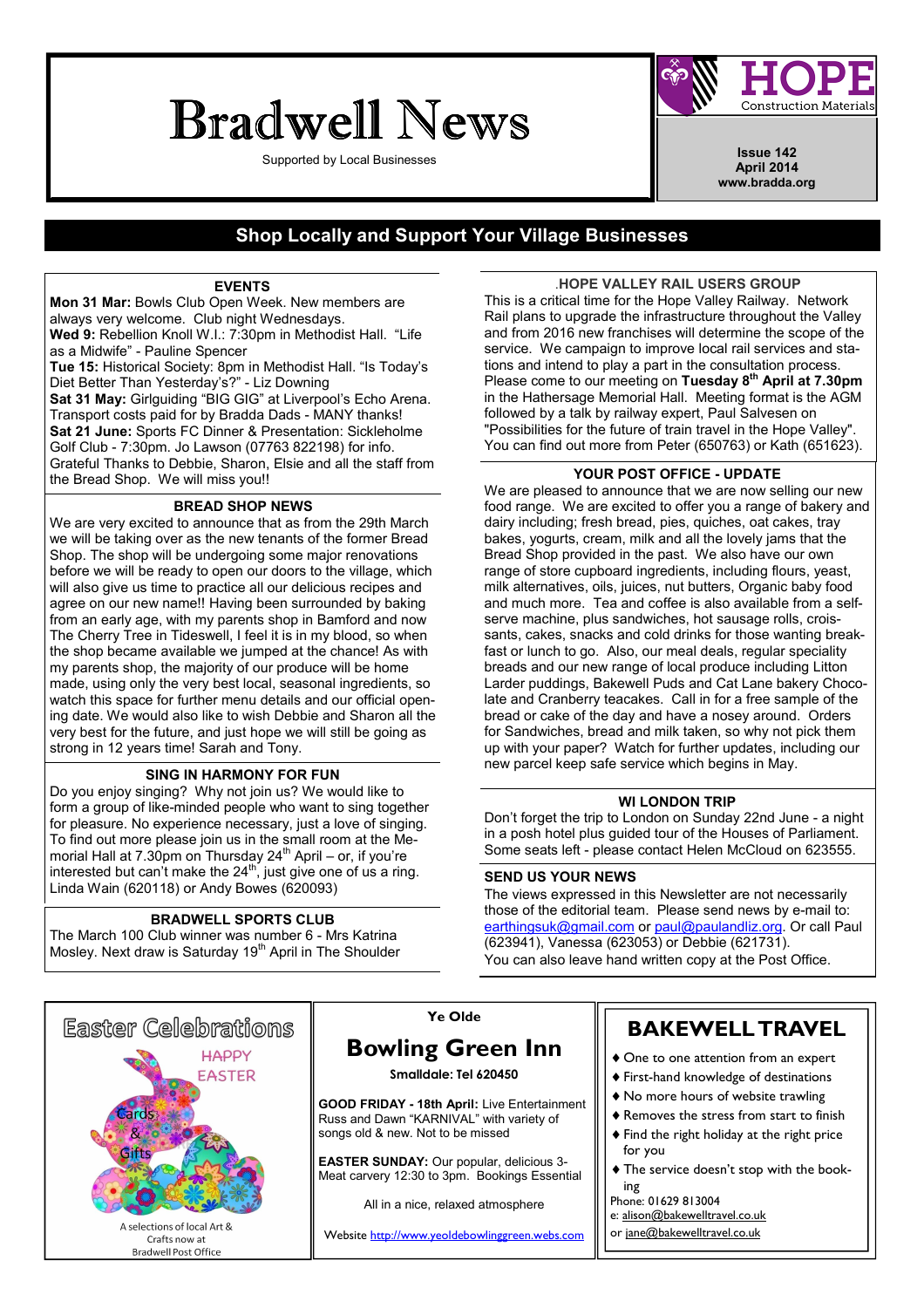# Bradwell News

Supported by Local Businesses

HOPE Construction Materials

**Issue 142**
**April 2014**
**www.bradda.org**

## Shop Locally and Support Your Village Businesses

### EVENTS

**Mon 31 Mar:** Bowls Club Open Week. New members are always very welcome. Club night Wednesdays.
**Wed 9:** Rebellion Knoll W.I.: 7:30pm in Methodist Hall. "Life as a Midwife" - Pauline Spencer
**Tue 15:** Historical Society: 8pm in Methodist Hall. "Is Today's Diet Better Than Yesterday's?" - Liz Downing
**Sat 31 May:** Girlguiding "BIG GIG" at Liverpool's Echo Arena. Transport costs paid for by Bradda Dads - MANY thanks!
**Sat 21 June:** Sports FC Dinner & Presentation: Sickleholme Golf Club - 7:30pm. Jo Lawson (07763 822198) for info.
Grateful Thanks to Debbie, Sharon, Elsie and all the staff from the Bread Shop. We will miss you!!

### BREAD SHOP NEWS

We are very excited to announce that as from the 29th March we will be taking over as the new tenants of the former Bread Shop. The shop will be undergoing some major renovations before we will be ready to open our doors to the village, which will also give us time to practice all our delicious recipes and agree on our new name!! Having been surrounded by baking from an early age, with my parents shop in Bamford and now The Cherry Tree in Tideswell, I feel it is in my blood, so when the shop became available we jumped at the chance! As with my parents shop, the majority of our produce will be home made, using only the very best local, seasonal ingredients, so watch this space for further menu details and our official opening date. We would also like to wish Debbie and Sharon all the very best for the future, and just hope we will still be going as strong in 12 years time! Sarah and Tony.

### SING IN HARMONY FOR FUN

Do you enjoy singing? Why not join us? We would like to form a group of like-minded people who want to sing together for pleasure. No experience necessary, just a love of singing. To find out more please join us in the small room at the Memorial Hall at 7.30pm on Thursday 24th April – or, if you're interested but can't make the 24th, just give one of us a ring. Linda Wain (620118) or Andy Bowes (620093)

### BRADWELL SPORTS CLUB

The March 100 Club winner was number 6 - Mrs Katrina Mosley. Next draw is Saturday 19th April in The Shoulder

### .HOPE VALLEY RAIL USERS GROUP

This is a critical time for the Hope Valley Railway. Network Rail plans to upgrade the infrastructure throughout the Valley and from 2016 new franchises will determine the scope of the service. We campaign to improve local rail services and stations and intend to play a part in the consultation process. Please come to our meeting on **Tuesday 8th April at 7.30pm** in the Hathersage Memorial Hall. Meeting format is the AGM followed by a talk by railway expert, Paul Salvesen on "Possibilities for the future of train travel in the Hope Valley". You can find out more from Peter (650763) or Kath (651623).

### YOUR POST OFFICE - UPDATE

We are pleased to announce that we are now selling our new food range. We are excited to offer you a range of bakery and dairy including; fresh bread, pies, quiches, oat cakes, tray bakes, yogurts, cream, milk and all the lovely jams that the Bread Shop provided in the past. We also have our own range of store cupboard ingredients, including flours, yeast, milk alternatives, oils, juices, nut butters, Organic baby food and much more. Tea and coffee is also available from a self-serve machine, plus sandwiches, hot sausage rolls, croissants, cakes, snacks and cold drinks for those wanting breakfast or lunch to go. Also, our meal deals, regular speciality breads and our new range of local produce including Litton Larder puddings, Bakewell Puds and Cat Lane bakery Chocolate and Cranberry teacakes. Call in for a free sample of the bread or cake of the day and have a nosey around. Orders for Sandwiches, bread and milk taken, so why not pick them up with your paper? Watch for further updates, including our new parcel keep safe service which begins in May.

### WI LONDON TRIP

Don't forget the trip to London on Sunday 22nd June - a night in a posh hotel plus guided tour of the Houses of Parliament. Some seats left - please contact Helen McCloud on 623555.

### SEND US YOUR NEWS

The views expressed in this Newsletter are not necessarily those of the editorial team. Please send news by e-mail to: earthingsuk@gmail.com or paul@paulandliz.org. Or call Paul (623941), Vanessa (623053) or Debbie (621731).
You can also leave hand written copy at the Post Office.

---

## Easter Celebrations

HAPPY EASTER

Cards & Gifts

A selections of local Art & Crafts now at Bradwell Post Office

---

Ye Olde

## Bowling Green Inn

**Smalldale: Tel 620450**

**GOOD FRIDAY - 18th April:** Live Entertainment Russ and Dawn "KARNIVAL" with variety of songs old & new. Not to be missed

**EASTER SUNDAY:** Our popular, delicious 3-Meat carvery 12:30 to 3pm. Bookings Essential

All in a nice, relaxed atmosphere

Website http://www.yeoldebowlinggreen.webs.com

---

## BAKEWELL TRAVEL

- One to one attention from an expert
- First-hand knowledge of destinations
- No more hours of website trawling
- Removes the stress from start to finish
- Find the right holiday at the right price for you
- The service doesn't stop with the booking

Phone: 01629 813004
e: alison@bakewelltravel.co.uk
or jane@bakewelltravel.co.uk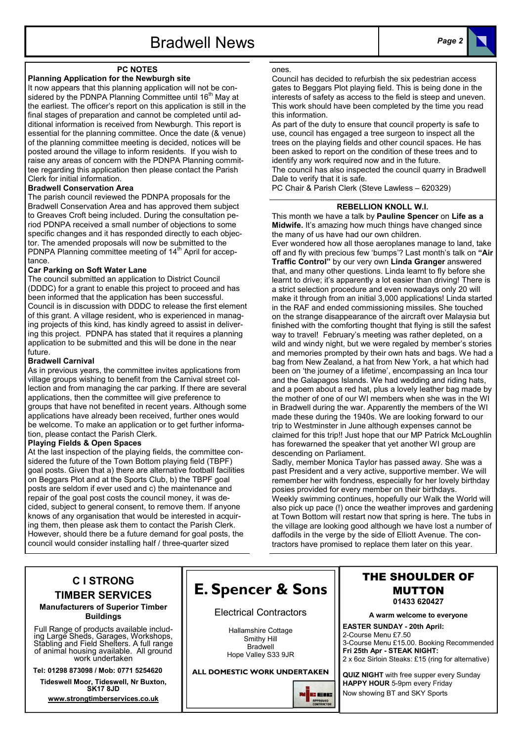## PC NOTES

**Planning Application for the Newburgh site**

It now appears that this planning application will not be considered by the PDNPA Planning Committee until 16th May at the earliest. The officer's report on this application is still in the final stages of preparation and cannot be completed until additional information is received from Newburgh. This report is essential for the planning committee. Once the date (& venue) of the planning committee meeting is decided, notices will be posted around the village to inform residents. If you wish to raise any areas of concern with the PDNPA Planning committee regarding this application then please contact the Parish Clerk for initial information.

**Bradwell Conservation Area**

The parish council reviewed the PDNPA proposals for the Bradwell Conservation Area and has approved them subject to Greaves Croft being included. During the consultation period PDNPA received a small number of objections to some specific changes and it has responded directly to each objector. The amended proposals will now be submitted to the PDNPA Planning committee meeting of 14th April for acceptance.

**Car Parking on Soft Water Lane**

The council submitted an application to District Council (DDDC) for a grant to enable this project to proceed and has been informed that the application has been successful. Council is in discussion with DDDC to release the first element of this grant. A village resident, who is experienced in managing projects of this kind, has kindly agreed to assist in delivering this project. PDNPA has stated that it requires a planning application to be submitted and this will be done in the near future.

**Bradwell Carnival**

As in previous years, the committee invites applications from village groups wishing to benefit from the Carnival street collection and from managing the car parking. If there are several applications, then the committee will give preference to groups that have not benefited in recent years. Although some applications have already been received, further ones would be welcome. To make an application or to get further information, please contact the Parish Clerk.

**Playing Fields & Open Spaces**

At the last inspection of the playing fields, the committee considered the future of the Town Bottom playing field (TBPF) goal posts. Given that a) there are alternative football facilities on Beggars Plot and at the Sports Club, b) the TBPF goal posts are seldom if ever used and c) the maintenance and repair of the goal post costs the council money, it was decided, subject to general consent, to remove them. If anyone knows of any organisation that would be interested in acquiring them, then please ask them to contact the Parish Clerk. However, should there be a future demand for goal posts, the council would consider installing half / three-quarter sized ones.

Council has decided to refurbish the six pedestrian access gates to Beggars Plot playing field. This is being done in the interests of safety as access to the field is steep and uneven. This work should have been completed by the time you read this information.

As part of the duty to ensure that council property is safe to use, council has engaged a tree surgeon to inspect all the trees on the playing fields and other council spaces. He has been asked to report on the condition of these trees and to identify any work required now and in the future.

The council has also inspected the council quarry in Bradwell Dale to verify that it is safe.

PC Chair & Parish Clerk (Steve Lawless – 620329)

## REBELLION KNOLL W.I.

This month we have a talk by **Pauline Spencer** on **Life as a Midwife.** It's amazing how much things have changed since the many of us have had our own children.

Ever wondered how all those aeroplanes manage to land, take off and fly with precious few 'bumps'? Last month's talk on **"Air Traffic Control"** by our very own **Linda Granger** answered that, and many other questions. Linda learnt to fly before she learnt to drive; it's apparently a lot easier than driving! There is a strict selection procedure and even nowadays only 20 will make it through from an initial 3,000 applications! Linda started in the RAF and ended commissioning missiles. She touched on the strange disappearance of the aircraft over Malaysia but finished with the comforting thought that flying is still the safest way to travel! February's meeting was rather depleted, on a wild and windy night, but we were regaled by member's stories and memories prompted by their own hats and bags. We had a bag from New Zealand, a hat from New York, a hat which had been on 'the journey of a lifetime', encompassing an Inca tour and the Galapagos Islands. We had wedding and riding hats, and a poem about a red hat, plus a lovely leather bag made by the mother of one of our WI members when she was in the WI in Bradwell during the war. Apparently the members of the WI made these during the 1940s. We are looking forward to our trip to Westminster in June although expenses cannot be claimed for this trip!! Just hope that our MP Patrick McLoughlin has forewarned the speaker that yet another WI group are descending on Parliament.

Sadly, member Monica Taylor has passed away. She was a past President and a very active, supportive member. We will remember her with fondness, especially for her lovely birthday posies provided for every member on their birthdays.

Weekly swimming continues, hopefully our Walk the World will also pick up pace (!) once the weather improves and gardening at Town Bottom will restart now that spring is here. The tubs in the village are looking good although we have lost a number of daffodils in the verge by the side of Elliott Avenue. The contractors have promised to replace them later on this year.

---

**C I STRONG TIMBER SERVICES**

**Manufacturers of Superior Timber Buildings**

Full Range of products available including Large Sheds, Garages, Workshops, Stabling and Field Shelters. A full range of animal housing available. All ground work undertaken

**Tel: 01298 873098 / Mob: 0771 5254620**

**Tideswell Moor, Tideswell, Nr Buxton, SK17 8JD**

**www.strongtimberservices.co.uk**

---

**E. Spencer & Sons**

Electrical Contractors

Hallamshire Cottage
Smithy Hill
Bradwell
Hope Valley S33 9JR

**ALL DOMESTIC WORK UNDERTAKEN**

NICEIC APPROVED CONTRACTOR

---

**THE SHOULDER OF MUTTON**
**01433 620427**

**A warm welcome to everyone**

**EASTER SUNDAY - 20th April:**
2-Course Menu £7.50
3-Course Menu £15.00. Booking Recommended
**Fri 25th Apr - STEAK NIGHT:**
2 x 6oz Sirloin Steaks: £15 (ring for alternative)

**QUIZ NIGHT** with free supper every Sunday
**HAPPY HOUR** 5-9pm every Friday
Now showing BT and SKY Sports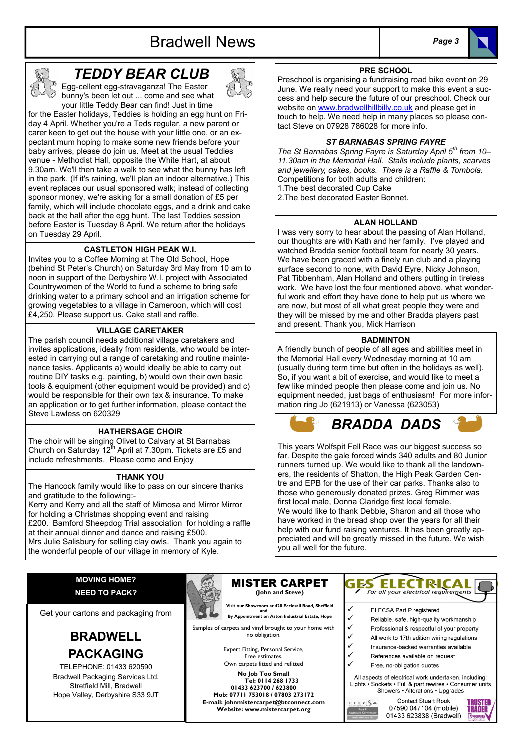## TEDDY BEAR CLUB

Egg-cellent egg-stravaganza! The Easter bunny's been let out ... come and see what your little Teddy Bear can find! Just in time for the Easter holidays, Teddies is holding an egg hunt on Friday 4 April. Whether you're a Teds regular, a new parent or carer keen to get out the house with your little one, or an expectant mum hoping to make some new friends before your baby arrives, please do join us. Meet at the usual Teddies venue - Methodist Hall, opposite the White Hart, at about 9.30am. We'll then take a walk to see what the bunny has left in the park. (If it's raining, we'll plan an indoor alternative.) This event replaces our usual sponsored walk; instead of collecting sponsor money, we're asking for a small donation of £5 per family, which will include chocolate eggs, and a drink and cake back at the hall after the egg hunt. The last Teddies session before Easter is Tuesday 8 April. We return after the holidays on Tuesday 29 April.

### CASTLETON HIGH PEAK W.I.

Invites you to a Coffee Morning at The Old School, Hope (behind St Peter's Church) on Saturday 3rd May from 10 am to noon in support of the Derbyshire W.I. project with Associated Countrywomen of the World to fund a scheme to bring safe drinking water to a primary school and an irrigation scheme for growing vegetables to a village in Cameroon, which will cost £4,250. Please support us. Cake stall and raffle.

### VILLAGE CARETAKER

The parish council needs additional village caretakers and invites applications, ideally from residents, who would be interested in carrying out a range of caretaking and routine maintenance tasks. Applicants a) would ideally be able to carry out routine DIY tasks e.g. painting, b) would own their own basic tools & equipment (other equipment would be provided) and c) would be responsible for their own tax & insurance. To make an application or to get further information, please contact the Steve Lawless on 620329

### HATHERSAGE CHOIR

The choir will be singing Olivet to Calvary at St Barnabas Church on Saturday 12th April at 7.30pm. Tickets are £5 and include refreshments. Please come and Enjoy

### THANK YOU

The Hancock family would like to pass on our sincere thanks and gratitude to the following:-

Kerry and Kerry and all the staff of Mimosa and Mirror Mirror for holding a Christmas shopping event and raising £200. Bamford Sheepdog Trial association for holding a raffle at their annual dinner and dance and raising £500.

Mrs Julie Salisbury for selling clay owls. Thank you again to the wonderful people of our village in memory of Kyle.

### PRE SCHOOL

Preschool is organising a fundraising road bike event on 29 June. We really need your support to make this event a success and help secure the future of our preschool. Check our website on www.bradwellhillbilly.co.uk and please get in touch to help. We need help in many places so please contact Steve on 07928 786028 for more info.

### ST BARNABAS SPRING FAYRE

*The St Barnabas Spring Fayre is Saturday April 5th from 10–11.30am in the Memorial Hall. Stalls include plants, scarves and jewellery, cakes, books. There is a Raffle & Tombola.*

Competitions for both adults and children:

1. The best decorated Cup Cake
2. The best decorated Easter Bonnet.

### ALAN HOLLAND

I was very sorry to hear about the passing of Alan Holland, our thoughts are with Kath and her family. I've played and watched Bradda senior football team for nearly 30 years. We have been graced with a finely run club and a playing surface second to none, with David Eyre, Nicky Johnson, Pat Tibbenham, Alan Holland and others putting in tireless work. We have lost the four mentioned above, what wonderful work and effort they have done to help put us where we are now, but most of all what great people they were and they will be missed by me and other Bradda players past and present. Thank you, Mick Harrison

### BADMINTON

A friendly bunch of people of all ages and abilities meet in the Memorial Hall every Wednesday morning at 10 am (usually during term time but often in the holidays as well). So, if you want a bit of exercise, and would like to meet a few like minded people then please come and join us. No equipment needed, just bags of enthusiasm! For more information ring Jo (621913) or Vanessa (623053)

## BRADDA DADS

This years Wolfspit Fell Race was our biggest success so far. Despite the gale forced winds 340 adults and 80 Junior runners turned up. We would like to thank all the landowners, the residents of Shatton, the High Peak Garden Centre and EPB for the use of their car parks. Thanks also to those who generously donated prizes. Greg Rimmer was first local male, Donna Claridge first local female.

We would like to thank Debbie, Sharon and all those who have worked in the bread shop over the years for all their help with our fund raising ventures. It has been greatly appreciated and will be greatly missed in the future. We wish you all well for the future.

---

**MOVING HOME?**
**NEED TO PACK?**

Get your cartons and packaging from

**BRADWELL PACKAGING**

TELEPHONE: 01433 620590
Bradwell Packaging Services Ltd.
Stretfield Mill, Bradwell
Hope Valley, Derbyshire S33 9JT

---

**MISTER CARPET**
**(John and Steve)**

**Visit our Showroom at 428 Ecclesall Road, Sheffield and By Appointment on Aston Industrial Estate, Hope**

Samples of carpets and vinyl brought to your home with no obligation.

Expert Fitting, Personal Service,
Free estimates,
Own carpets fitted and refitted

**No Job Too Small**
**Tel: 0114 268 1733**
**01433 623700 / 623800**
**Mob: 07711 753018 / 07803 273172**
**E-mail: johnmistercarpet@btconnect.com**
**Website: www.mistercarpet.org**

---

**GES ELECTRICAL**
*For all your electrical requirements*

- ✓ ELECSA Part P registered
- ✓ Reliable, safe, high-quality workmanship
- ✓ Professional & respectful of your property
- ✓ All work to 17th edition wiring regulations
- ✓ Insurance-backed warranties available
- ✓ References available on request
- ✓ Free, no-obligation quotes

All aspects of electrical work undertaken, including:
Lights • Sockets • Full & part rewires • Consumer units
Showers • Alterations • Upgrades

Contact Stuart Rook
07590 047104 (mobile)
01433 623838 (Bradwell)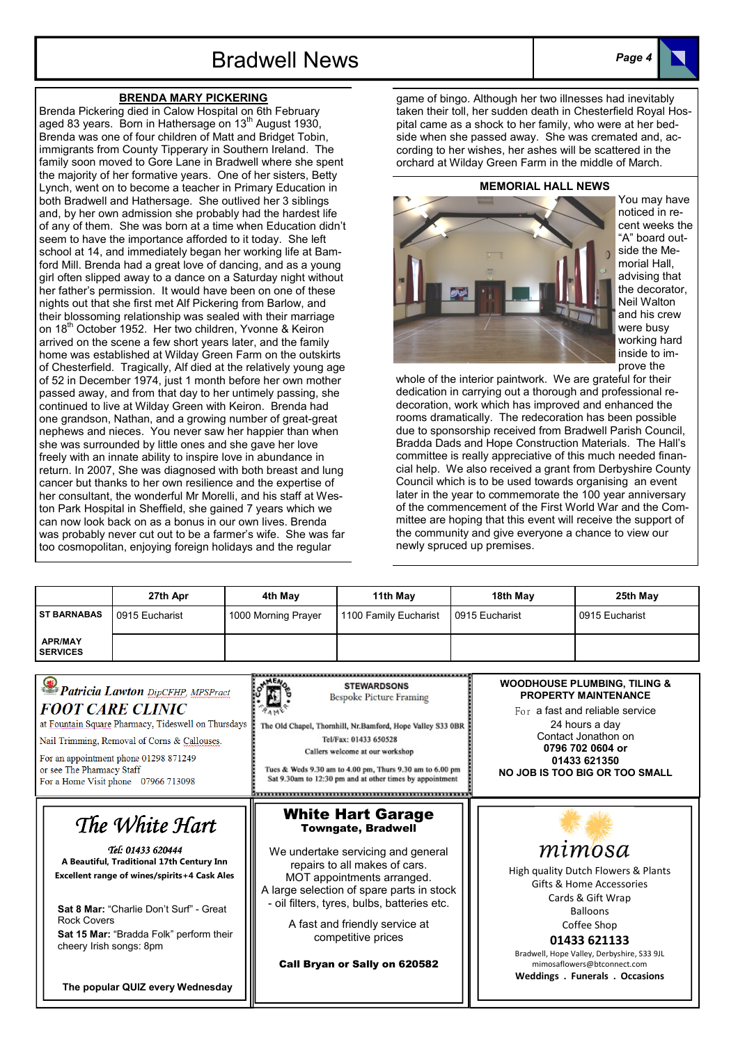## BRENDA MARY PICKERING

Brenda Pickering died in Calow Hospital on 6th February aged 83 years. Born in Hathersage on 13th August 1930, Brenda was one of four children of Matt and Bridget Tobin, immigrants from County Tipperary in Southern Ireland. The family soon moved to Gore Lane in Bradwell where she spent the majority of her formative years. One of her sisters, Betty Lynch, went on to become a teacher in Primary Education in both Bradwell and Hathersage. She outlived her 3 siblings and, by her own admission she probably had the hardest life of any of them. She was born at a time when Education didn't seem to have the importance afforded to it today. She left school at 14, and immediately began her working life at Bamford Mill. Brenda had a great love of dancing, and as a young girl often slipped away to a dance on a Saturday night without her father's permission. It would have been on one of these nights out that she first met Alf Pickering from Barlow, and their blossoming relationship was sealed with their marriage on 18th October 1952. Her two children, Yvonne & Keiron arrived on the scene a few short years later, and the family home was established at Wilday Green Farm on the outskirts of Chesterfield. Tragically, Alf died at the relatively young age of 52 in December 1974, just 1 month before her own mother passed away, and from that day to her untimely passing, she continued to live at Wilday Green with Keiron. Brenda had one grandson, Nathan, and a growing number of great-great nephews and nieces. You never saw her happier than when she was surrounded by little ones and she gave her love freely with an innate ability to inspire love in abundance in return. In 2007, She was diagnosed with both breast and lung cancer but thanks to her own resilience and the expertise of her consultant, the wonderful Mr Morelli, and his staff at Weston Park Hospital in Sheffield, she gained 7 years which we can now look back on as a bonus in our own lives. Brenda was probably never cut out to be a farmer's wife. She was far too cosmopolitan, enjoying foreign holidays and the regular game of bingo. Although her two illnesses had inevitably taken their toll, her sudden death in Chesterfield Royal Hospital came as a shock to her family, who were at her bedside when she passed away. She was cremated and, according to her wishes, her ashes will be scattered in the orchard at Wilday Green Farm in the middle of March.

## MEMORIAL HALL NEWS

You may have noticed in recent weeks the "A" board outside the Memorial Hall, advising that the decorator, Neil Walton and his crew were busy working hard inside to improve the whole of the interior paintwork. We are grateful for their dedication in carrying out a thorough and professional redecoration, work which has improved and enhanced the rooms dramatically. The redecoration has been possible due to sponsorship received from Bradwell Parish Council, Bradda Dads and Hope Construction Materials. The Hall's committee is really appreciative of this much needed financial help. We also received a grant from Derbyshire County Council which is to be used towards organising an event later in the year to commemorate the 100 year anniversary of the commencement of the First World War and the Committee are hoping that this event will receive the support of the community and give everyone a chance to view our newly spruced up premises.

| | 27th Apr | 4th May | 11th May | 18th May | 25th May |
|---|---|---|---|---|---|
| ST BARNABAS | 0915 Eucharist | 1000 Morning Prayer | 1100 Family Eucharist | 0915 Eucharist | 0915 Eucharist |
| APR/MAY SERVICES | | | | | |

**Patricia Lawton** DipCFHP, MPSPract
**FOOT CARE CLINIC**
at Fountain Square Pharmacy, Tideswell on Thursdays
Nail Trimming, Removal of Corns & Callouses.
For an appointment phone 01298 871249
or see The Pharmacy Staff
For a Home Visit phone 07966 713098

**STEWARDSONS**
Bespoke Picture Framing
The Old Chapel, Thornhill, Nr.Bamford, Hope Valley S33 0BR
Tel/Fax: 01433 650528
Callers welcome at our workshop
Tues & Weds 9.30 am to 4.00 pm, Thurs 9.30 am to 6.00 pm
Sat 9.30am to 12:30 pm and at other times by appointment

**WOODHOUSE PLUMBING, TILING & PROPERTY MAINTENANCE**
For a fast and reliable service
24 hours a day
Contact Jonathon on
**0796 702 0604 or**
**01433 621350**
**NO JOB IS TOO BIG OR TOO SMALL**

*The White Hart*
*Tel: 01433 620444*
**A Beautiful, Traditional 17th Century Inn**
**Excellent range of wines/spirits+4 Cask Ales**

**Sat 8 Mar:** "Charlie Don't Surf" - Great Rock Covers
**Sat 15 Mar:** "Bradda Folk" perform their cheery Irish songs: 8pm

**The popular QUIZ every Wednesday**

**White Hart Garage**
**Towngate, Bradwell**
We undertake servicing and general repairs to all makes of cars.
MOT appointments arranged.
A large selection of spare parts in stock - oil filters, tyres, bulbs, batteries etc.
A fast and friendly service at competitive prices
**Call Bryan or Sally on 620582**

*mimosa*
High quality Dutch Flowers & Plants
Gifts & Home Accessories
Cards & Gift Wrap
Balloons
Coffee Shop
**01433 621133**
Bradwell, Hope Valley, Derbyshire, S33 9JL
mimosaflowers@btconnect.com
**Weddings . Funerals . Occasions**